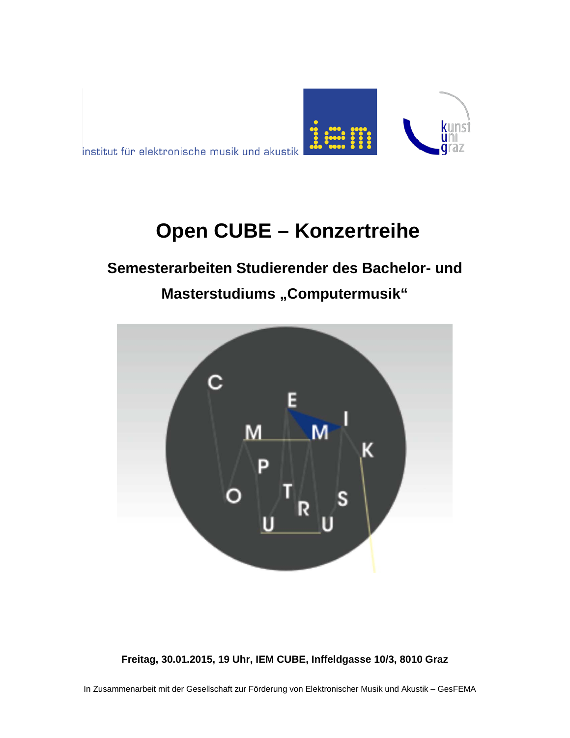institut für elektronische musik und akustik

# Open CUBE – Konzertreihe

## Semesterarbeiten Studierender des Bachelor- und Masterstudiums „Computermusik“

**Freitag, 30.01.2015, 19 Uhr, IEM CUBE, Inffeldgasse 10/3, 8010 Graz**

In Zusammenarbeit mit der Gesellschaft zur Förderung von Elektronischer Musik und Akustik – GesFEMA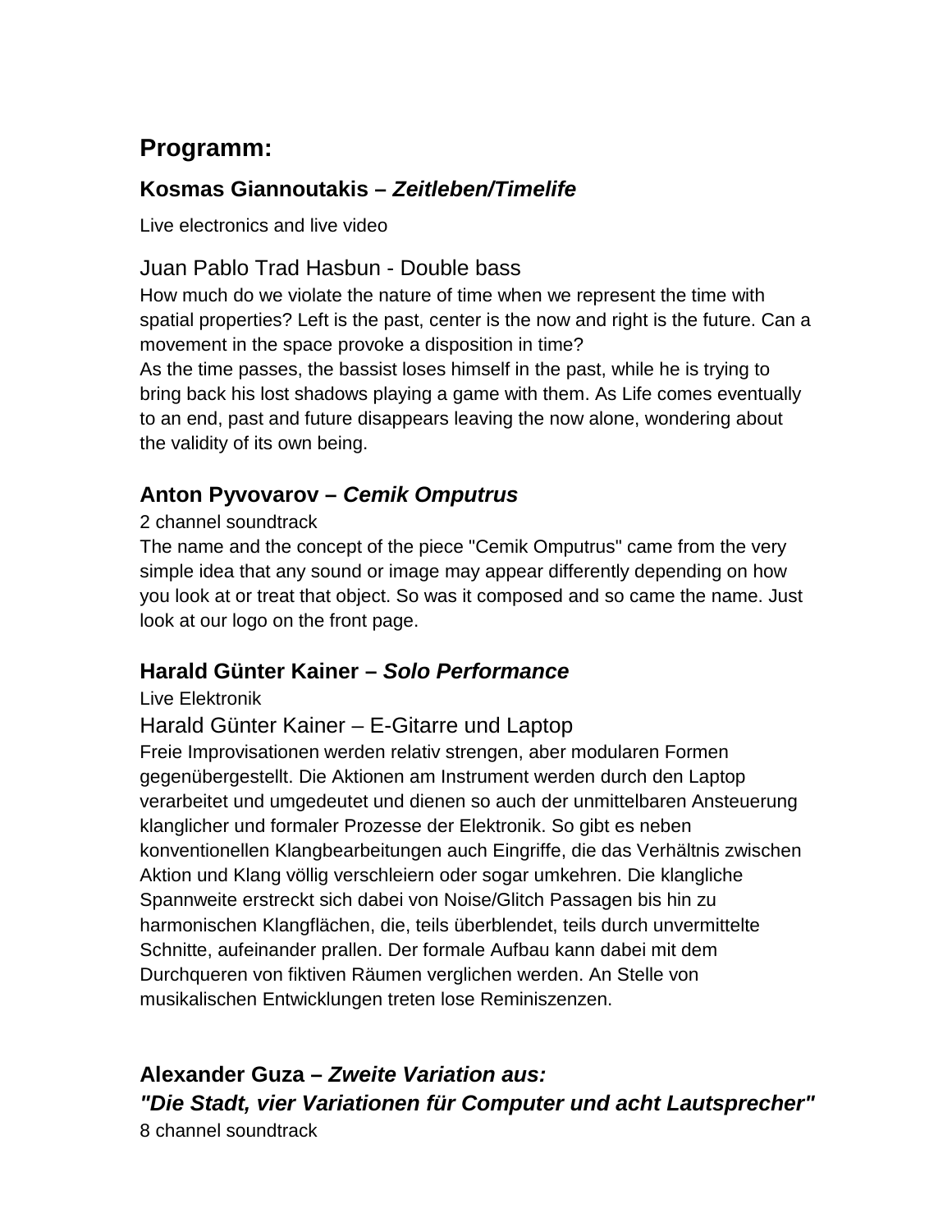## Programm:

### Kosmas Giannoutakis – *Zeitleben/Timelife*

Live electronics and live video

Juan Pablo Trad Hasbun - Double bass

How much do we violate the nature of time when we represent the time with spatial properties? Left is the past, center is the now and right is the future. Can a movement in the space provoke a disposition in time?
As the time passes, the bassist loses himself in the past, while he is trying to bring back his lost shadows playing a game with them. As Life comes eventually to an end, past and future disappears leaving the now alone, wondering about the validity of its own being.

### Anton Pyvovarov – *Cemik Omputrus*

2 channel soundtrack

The name and the concept of the piece "Cemik Omputrus" came from the very simple idea that any sound or image may appear differently depending on how you look at or treat that object. So was it composed and so came the name. Just look at our logo on the front page.

### Harald Günter Kainer – *Solo Performance*

Live Elektronik

Harald Günter Kainer – E-Gitarre und Laptop

Freie Improvisationen werden relativ strengen, aber modularen Formen gegenübergestellt. Die Aktionen am Instrument werden durch den Laptop verarbeitet und umgedeutet und dienen so auch der unmittelbaren Ansteuerung klanglicher und formaler Prozesse der Elektronik. So gibt es neben konventionellen Klangbearbeitungen auch Eingriffe, die das Verhältnis zwischen Aktion und Klang völlig verschleiern oder sogar umkehren. Die klangliche Spannweite erstreckt sich dabei von Noise/Glitch Passagen bis hin zu harmonischen Klangflächen, die, teils überblendet, teils durch unvermittelte Schnitte, aufeinander prallen. Der formale Aufbau kann dabei mit dem Durchqueren von fiktiven Räumen verglichen werden. An Stelle von musikalischen Entwicklungen treten lose Reminiszenzen.

### Alexander Guza – *Zweite Variation aus: "Die Stadt, vier Variationen für Computer und acht Lautsprecher"*

8 channel soundtrack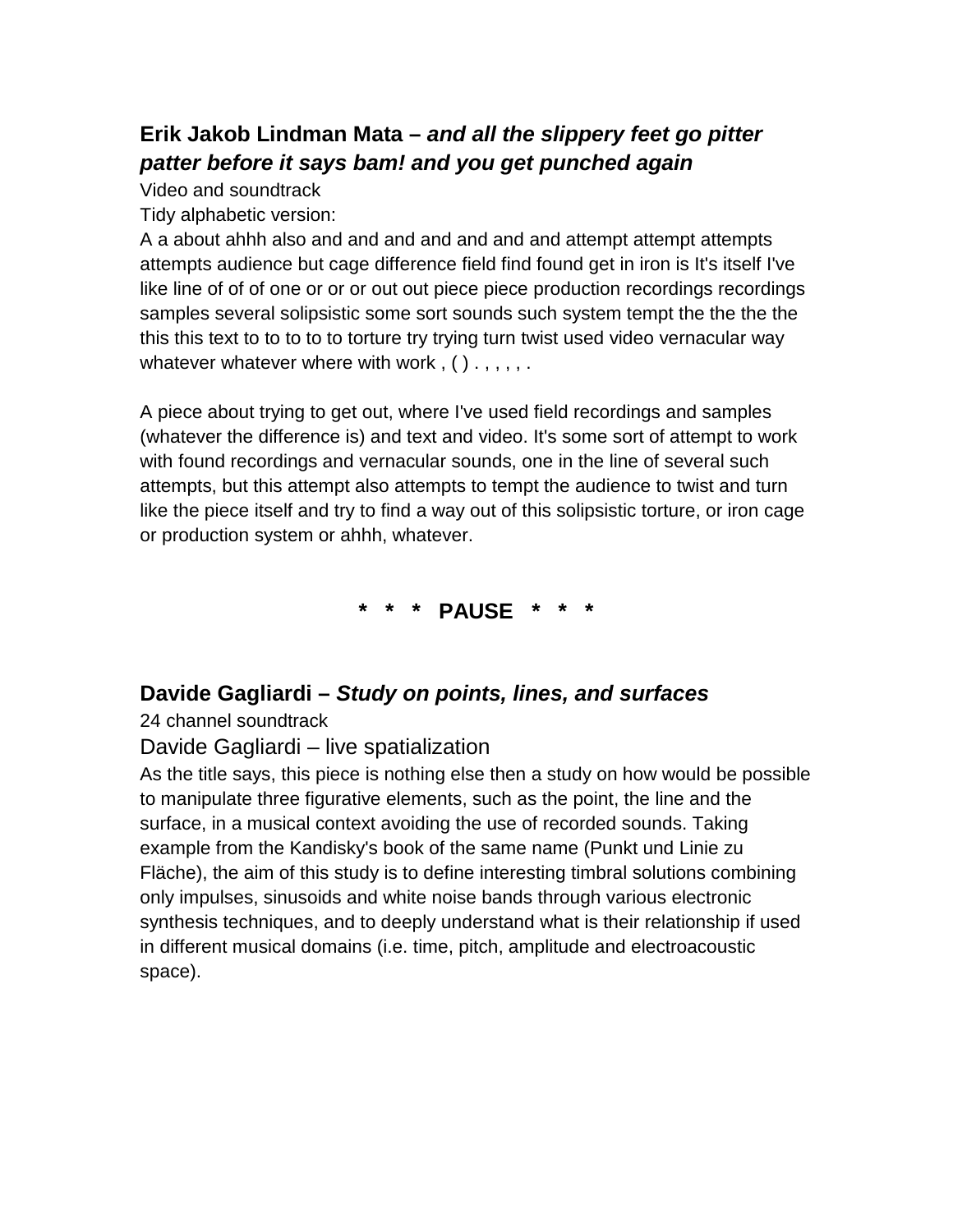## **Erik Jakob Lindman Mata –** ***and all the slippery feet go pitter patter before it says bam! and you get punched again***

Video and soundtrack

Tidy alphabetic version:

A a about ahhh also and and and and and and and attempt attempt attempts attempts audience but cage difference field find found get in iron is It's itself I've like line of of of one or or or out out piece piece production recordings recordings samples several solipsistic some sort sounds such system tempt the the the the this this text to to to to to torture try trying turn twist used video vernacular way whatever whatever where with work , ( ) . , , , , , .

A piece about trying to get out, where I've used field recordings and samples (whatever the difference is) and text and video. It's some sort of attempt to work with found recordings and vernacular sounds, one in the line of several such attempts, but this attempt also attempts to tempt the audience to twist and turn like the piece itself and try to find a way out of this solipsistic torture, or iron cage or production system or ahhh, whatever.

**\* \* \* PAUSE \* \* \***

## **Davide Gagliardi –** ***Study on points, lines, and surfaces***

24 channel soundtrack

Davide Gagliardi – live spatialization

As the title says, this piece is nothing else then a study on how would be possible to manipulate three figurative elements, such as the point, the line and the surface, in a musical context avoiding the use of recorded sounds. Taking example from the Kandisky's book of the same name (Punkt und Linie zu Fläche), the aim of this study is to define interesting timbral solutions combining only impulses, sinusoids and white noise bands through various electronic synthesis techniques, and to deeply understand what is their relationship if used in different musical domains (i.e. time, pitch, amplitude and electroacoustic space).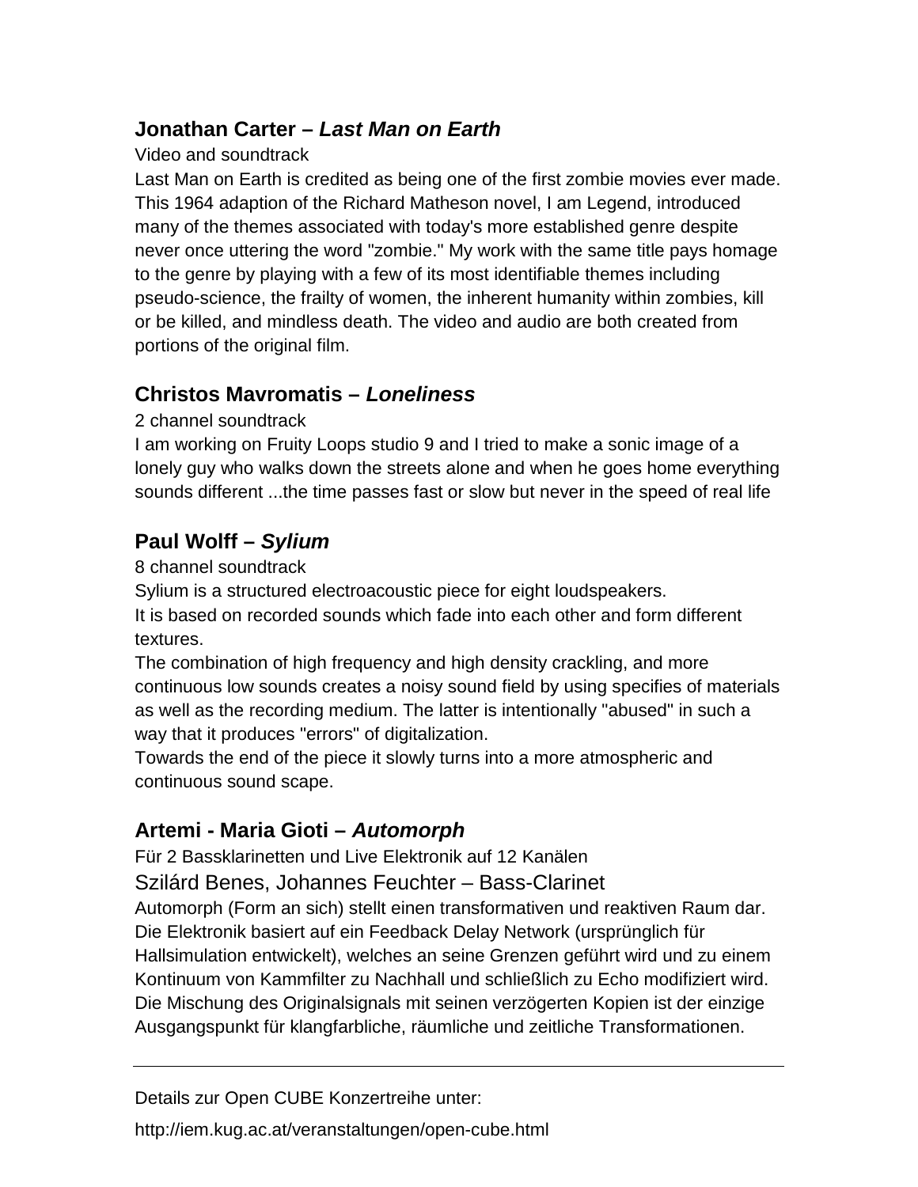## Jonathan Carter – *Last Man on Earth*

Video and soundtrack

Last Man on Earth is credited as being one of the first zombie movies ever made. This 1964 adaption of the Richard Matheson novel, I am Legend, introduced many of the themes associated with today's more established genre despite never once uttering the word "zombie." My work with the same title pays homage to the genre by playing with a few of its most identifiable themes including pseudo-science, the frailty of women, the inherent humanity within zombies, kill or be killed, and mindless death. The video and audio are both created from portions of the original film.

## Christos Mavromatis – *Loneliness*

2 channel soundtrack

I am working on Fruity Loops studio 9 and I tried to make a sonic image of a lonely guy who walks down the streets alone and when he goes home everything sounds different ...the time passes fast or slow but never in the speed of real life

## Paul Wolff – *Sylium*

8 channel soundtrack

Sylium is a structured electroacoustic piece for eight loudspeakers.

It is based on recorded sounds which fade into each other and form different textures.

The combination of high frequency and high density crackling, and more continuous low sounds creates a noisy sound field by using specifies of materials as well as the recording medium. The latter is intentionally "abused" in such a way that it produces "errors" of digitalization.

Towards the end of the piece it slowly turns into a more atmospheric and continuous sound scape.

## Artemi - Maria Gioti – *Automorph*

Für 2 Bassklarinetten und Live Elektronik auf 12 Kanälen

Szilárd Benes, Johannes Feuchter – Bass-Clarinet

Automorph (Form an sich) stellt einen transformativen und reaktiven Raum dar. Die Elektronik basiert auf ein Feedback Delay Network (ursprünglich für Hallsimulation entwickelt), welches an seine Grenzen geführt wird und zu einem Kontinuum von Kammfilter zu Nachhall und schließlich zu Echo modifiziert wird. Die Mischung des Originalsignals mit seinen verzögerten Kopien ist der einzige Ausgangspunkt für klangfarbliche, räumliche und zeitliche Transformationen.

---

Details zur Open CUBE Konzertreihe unter:

http://iem.kug.ac.at/veranstaltungen/open-cube.html